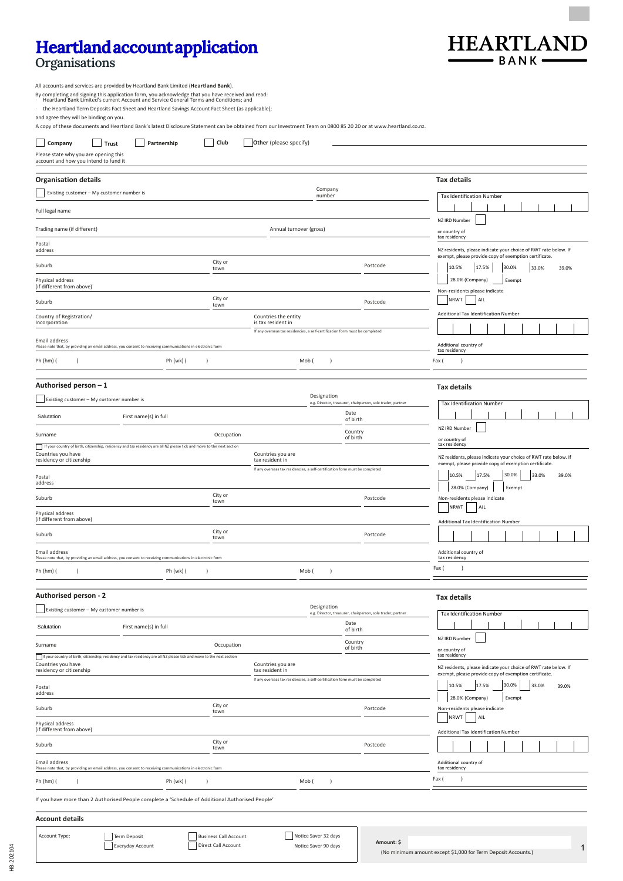# Heartland account application

## Organisations

HEARTLAND BANK

All accounts and services are provided by Heartland Bank Limited (**Heartland Bank**).

By completing and signing this application form, you acknowledge that you have received and read:

- Heartland Bank Limited's current Account and Service General Terms and Conditions; and
- the Heartland Term Deposits Fact Sheet and Heartland Savings Account Fact Sheet (as applicable);

and agree they will be binding on you.

A copy of these documents and Heartland Bank's latest Disclosure Statement can be obtained from our Investment Team on 0800 85 20 20 or at www.heartland.co.nz.

☐ **Company** ☐ **Trust** ☐ **Partnership** ☐ **Club** ☐ **Other** (please specify)

Please state why you are opening this account and how you intend to fund it

### Organisation details

☐ Existing customer – My customer number is

Company number

Full legal name

Trading name (if different)

Annual turnover (gross)

Postal address

Suburb | City or town | Postcode

Physical address (if different from above)

Suburb | City or town | Postcode

Country of Registration/ Incorporation

Countries the entity is tax resident in

If any overseas tax residencies, a self-certification form must be completed

Email address

Please note that, by providing an email address, you consent to receiving communications in electronic form

Ph (hm) ( ) Ph (wk) ( ) Mob ( ) Fax ( )

### Tax details

Tax Identification Number

NZ IRD Number ☐

or country of tax residency

NZ residents, please indicate your choice of RWT rate below. If exempt, please provide copy of exemption certificate.

☐ 10.5% ☐ 17.5% ☐ 30.0% ☐ 33.0% ☐ 39.0%

☐ 28.0% (Company) ☐ Exempt

Non-residents please indicate

☐ NRWT ☐ AIL

Additional Tax Identification Number

Additional country of tax residency

### Authorised person – 1

☐ Existing customer – My customer number is

Designation
e.g. Director, treasurer, chairperson, sole trader, partner

Salutation | First name(s) in full | Date of birth

Surname | Occupation | Country of birth

☐ If your country of birth, citizenship, residency and tax residency are all NZ please tick and move to the next section

Countries you have residency or citizenship

Countries you are tax resident in

If any overseas tax residencies, a self-certification form must be completed

Postal address

Suburb | City or town | Postcode

Physical address (if different from above)

Suburb | City or town | Postcode

Email address

Please note that, by providing an email address, you consent to receiving communications in electronic form

Ph (hm) ( ) Ph (wk) ( ) Mob ( ) Fax ( )

### Tax details

Tax Identification Number

NZ IRD Number ☐

or country of tax residency

NZ residents, please indicate your choice of RWT rate below. If exempt, please provide copy of exemption certificate.

☐ 10.5% ☐ 17.5% ☐ 30.0% ☐ 33.0% ☐ 39.0%

☐ 28.0% (Company) ☐ Exempt

Non-residents please indicate

☐ NRWT ☐ AIL

Additional Tax Identification Number

Additional country of tax residency

### Authorised person - 2

☐ Existing customer – My customer number is

Designation
e.g. Director, treasurer, chairperson, sole trader, partner

Salutation | First name(s) in full | Date of birth

Surname | Occupation | Country of birth

☐ If your country of birth, citizenship, residency and tax residency are all NZ please tick and move to the next section

Countries you have residency or citizenship

Countries you are tax resident in

If any overseas tax residencies, a self-certification form must be completed

Postal address

Suburb | City or town | Postcode

Physical address (if different from above)

Suburb | City or town | Postcode

Email address

Please note that, by providing an email address, you consent to receiving communications in electronic form

Ph (hm) ( ) Ph (wk) ( ) Mob ( ) Fax ( )

### Tax details

Tax Identification Number

NZ IRD Number ☐

or country of tax residency

NZ residents, please indicate your choice of RWT rate below. If exempt, please provide copy of exemption certificate.

☐ 10.5% ☐ 17.5% ☐ 30.0% ☐ 33.0% ☐ 39.0%

☐ 28.0% (Company) ☐ Exempt

Non-residents please indicate

☐ NRWT ☐ AIL

Additional Tax Identification Number

Additional country of tax residency

If you have more than 2 Authorised People complete a 'Schedule of Additional Authorised People'

### Account details

Account Type:

☐ Term Deposit ☐ Business Call Account ☐ Notice Saver 32 days

☐ Everyday Account ☐ Direct Call Account Notice Saver 90 days

**Amount: $**

(No minimum amount except $1,000 for Term Deposit Accounts.)

HB-202104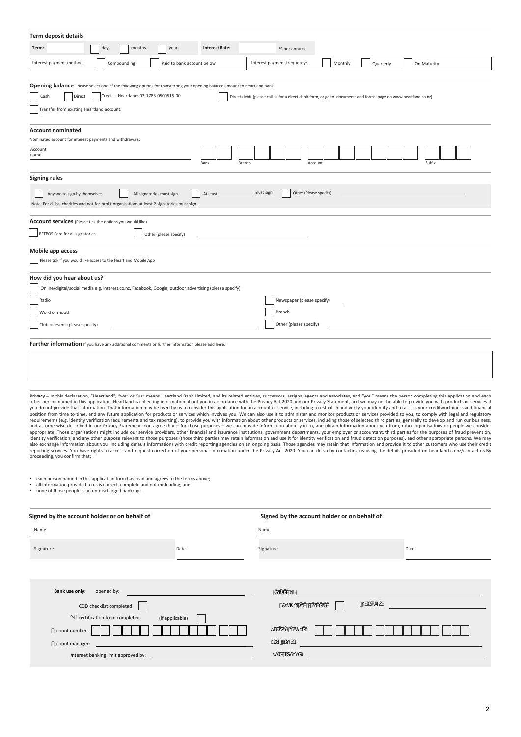## Term deposit details

Term: ☐ days ☐ months ☐ years **Interest Rate:** % per annum

Interest payment method: ☐ Compounding ☐ Paid to bank account below

Interest payment frequency: ☐ Monthly ☐ Quarterly ☐ On Maturity

**Opening balance** Please select one of the following options for transferring your opening balance amount to Heartland Bank.

☐ Cash ☐ Direct ☐ Credit – Heartland: 03-1783-0500515-00

☐ Direct debit (please call us for a direct debit form, or go to 'documents and forms' page on www.heartland.co.nz)

☐ Transfer from existing Heartland account:

## Account nominated

Nominated account for interest payments and withdrawals:

Account name

Bank | Branch | Account | Suffix

## Signing rules

☐ Anyone to sign by themselves ☐ All signatories must sign ☐ At least ______ must sign ☐ Other (Please specify)

Note: For clubs, charities and not-for-profit organisations at least 2 signatories must sign.

**Account services** (Please tick the options you would like)

☐ EFTPOS Card for all signatories ☐ Other (please specify)

## Mobile app access

☐ Please tick if you would like access to the Heartland Mobile App

## How did you hear about us?

☐ Online/digital/social media e.g. interest.co.nz, Facebook, Google, outdoor advertising (please specify)

☐ Radio

☐ Newspaper (please specify)

☐ Word of mouth

☐ Branch

☐ Club or event (please specify)

☐ Other (please specify)

**Further information** If you have any additional comments or further information please add here:

**Privacy** – In this declaration, "Heartland", "we" or "us" means Heartland Bank Limited, and its related entities, successors, assigns, agents and associates, and "you" means the person completing this application and each other person named in this application. Heartland is collecting information about you in accordance with the Privacy Act 2020 and our Privacy Statement, and we may not be able to provide you with products or services if you do not provide that information. That information may be used by us to consider this application for an account or service, including to establish and verify your identity and to assess your creditworthiness and financial position from time to time, and any future application for products or services which involves you. We can also use it to administer and monitor products or services provided to you, to comply with legal and regulatory requirements (e.g. identity verification requirements and tax reporting), to provide you with information about other products or services, including those of selected third parties, generally to develop and run our business, and as otherwise described in our Privacy Statement. You agree that – for those purposes – we can provide information about you to, and obtain information about you from, other organisations or people we consider appropriate. Those organisations might include our service providers, other financial and insurance institutions, government departments, your employer or accountant, third parties for the purposes of fraud prevention, identity verification, and any other purpose relevant to those purposes (those third parties may retain information and use it for identity verification and fraud detection purposes), and other appropriate persons. We may also exchange information about you (including default information) with credit reporting agencies on an ongoing basis. Those agencies may retain that information and provide it to other customers who use their credit reporting services. You have rights to access and request correction of your personal information under the Privacy Act 2020. You can do so by contacting us using the details provided on heartland.co.nz/contact-us.By proceeding, you confirm that:

- each person named in this application form has read and agrees to the terms above;
- all information provided to us is correct, complete and not misleading; and
- none of those people is an un-discharged bankrupt.

**Signed by the account holder or on behalf of**

Name

Signature | Date

**Signed by the account holder or on behalf of**

Name

Signature | Date

**Bank use only:** opened by:

CDD checklist completed ☐

Self-certification form completed (if applicable) ☐

Account number

Account manager:

Internet banking limit approved by: